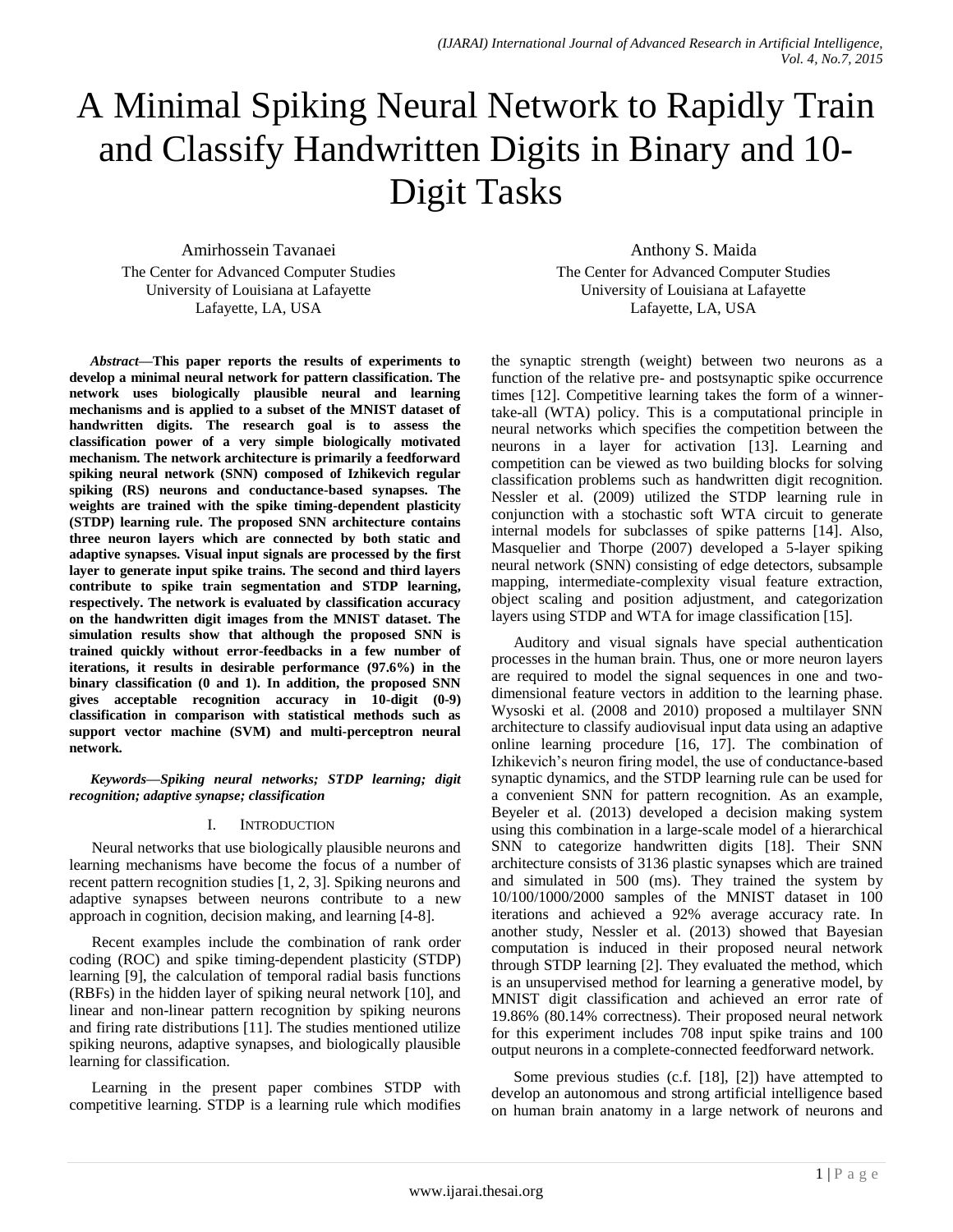# A Minimal Spiking Neural Network to Rapidly Train and Classify Handwritten Digits in Binary and 10-Digit Tasks

Amirhossein Tavanaei
The Center for Advanced Computer Studies
University of Louisiana at Lafayette
Lafayette, LA, USA

Anthony S. Maida
The Center for Advanced Computer Studies
University of Louisiana at Lafayette
Lafayette, LA, USA

***Abstract*—This paper reports the results of experiments to develop a minimal neural network for pattern classification. The network uses biologically plausible neural and learning mechanisms and is applied to a subset of the MNIST dataset of handwritten digits. The research goal is to assess the classification power of a very simple biologically motivated mechanism. The network architecture is primarily a feedforward spiking neural network (SNN) composed of Izhikevich regular spiking (RS) neurons and conductance-based synapses. The weights are trained with the spike timing-dependent plasticity (STDP) learning rule. The proposed SNN architecture contains three neuron layers which are connected by both static and adaptive synapses. Visual input signals are processed by the first layer to generate input spike trains. The second and third layers contribute to spike train segmentation and STDP learning, respectively. The network is evaluated by classification accuracy on the handwritten digit images from the MNIST dataset. The simulation results show that although the proposed SNN is trained quickly without error-feedbacks in a few number of iterations, it results in desirable performance (97.6%) in the binary classification (0 and 1). In addition, the proposed SNN gives acceptable recognition accuracy in 10-digit (0-9) classification in comparison with statistical methods such as support vector machine (SVM) and multi-perceptron neural network.**

***Keywords*—*Spiking neural networks; STDP learning; digit recognition; adaptive synapse; classification***

## I. Introduction

Neural networks that use biologically plausible neurons and learning mechanisms have become the focus of a number of recent pattern recognition studies [1, 2, 3]. Spiking neurons and adaptive synapses between neurons contribute to a new approach in cognition, decision making, and learning [4-8].

Recent examples include the combination of rank order coding (ROC) and spike timing-dependent plasticity (STDP) learning [9], the calculation of temporal radial basis functions (RBFs) in the hidden layer of spiking neural network [10], and linear and non-linear pattern recognition by spiking neurons and firing rate distributions [11]. The studies mentioned utilize spiking neurons, adaptive synapses, and biologically plausible learning for classification.

Learning in the present paper combines STDP with competitive learning. STDP is a learning rule which modifies the synaptic strength (weight) between two neurons as a function of the relative pre- and postsynaptic spike occurrence times [12]. Competitive learning takes the form of a winner-take-all (WTA) policy. This is a computational principle in neural networks which specifies the competition between the neurons in a layer for activation [13]. Learning and competition can be viewed as two building blocks for solving classification problems such as handwritten digit recognition. Nessler et al. (2009) utilized the STDP learning rule in conjunction with a stochastic soft WTA circuit to generate internal models for subclasses of spike patterns [14]. Also, Masquelier and Thorpe (2007) developed a 5-layer spiking neural network (SNN) consisting of edge detectors, subsample mapping, intermediate-complexity visual feature extraction, object scaling and position adjustment, and categorization layers using STDP and WTA for image classification [15].

Auditory and visual signals have special authentication processes in the human brain. Thus, one or more neuron layers are required to model the signal sequences in one and two-dimensional feature vectors in addition to the learning phase. Wysoski et al. (2008 and 2010) proposed a multilayer SNN architecture to classify audiovisual input data using an adaptive online learning procedure [16, 17]. The combination of Izhikevich's neuron firing model, the use of conductance-based synaptic dynamics, and the STDP learning rule can be used for a convenient SNN for pattern recognition. As an example, Beyeler et al. (2013) developed a decision making system using this combination in a large-scale model of a hierarchical SNN to categorize handwritten digits [18]. Their SNN architecture consists of 3136 plastic synapses which are trained and simulated in 500 (ms). They trained the system by 10/100/1000/2000 samples of the MNIST dataset in 100 iterations and achieved a 92% average accuracy rate. In another study, Nessler et al. (2013) showed that Bayesian computation is induced in their proposed neural network through STDP learning [2]. They evaluated the method, which is an unsupervised method for learning a generative model, by MNIST digit classification and achieved an error rate of 19.86% (80.14% correctness). Their proposed neural network for this experiment includes 708 input spike trains and 100 output neurons in a complete-connected feedforward network.

Some previous studies (c.f. [18], [2]) have attempted to develop an autonomous and strong artificial intelligence based on human brain anatomy in a large network of neurons and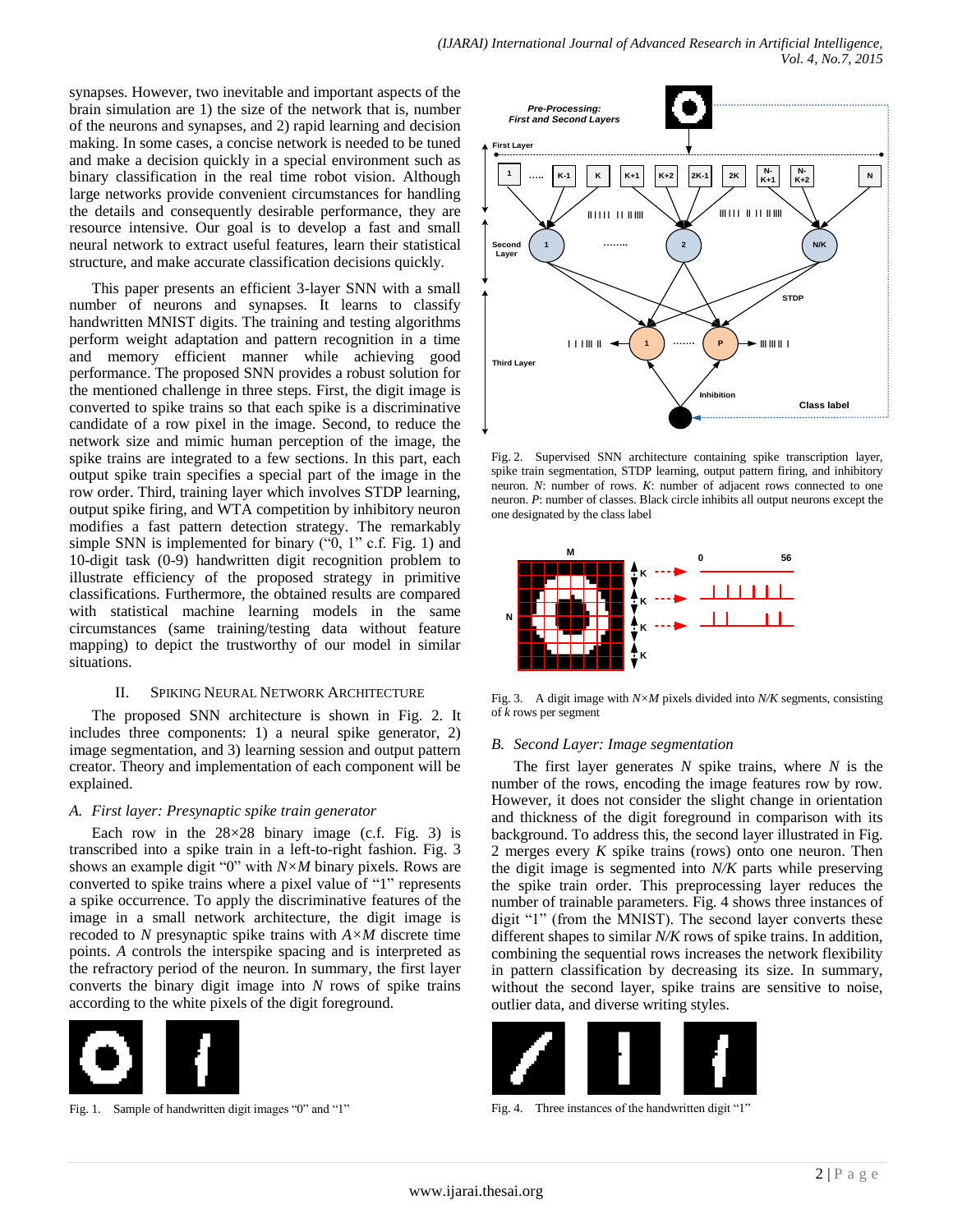synapses. However, two inevitable and important aspects of the brain simulation are 1) the size of the network that is, number of the neurons and synapses, and 2) rapid learning and decision making. In some cases, a concise network is needed to be tuned and make a decision quickly in a special environment such as binary classification in the real time robot vision. Although large networks provide convenient circumstances for handling the details and consequently desirable performance, they are resource intensive. Our goal is to develop a fast and small neural network to extract useful features, learn their statistical structure, and make accurate classification decisions quickly.

This paper presents an efficient 3-layer SNN with a small number of neurons and synapses. It learns to classify handwritten MNIST digits. The training and testing algorithms perform weight adaptation and pattern recognition in a time and memory efficient manner while achieving good performance. The proposed SNN provides a robust solution for the mentioned challenge in three steps. First, the digit image is converted to spike trains so that each spike is a discriminative candidate of a row pixel in the image. Second, to reduce the network size and mimic human perception of the image, the spike trains are integrated to a few sections. In this part, each output spike train specifies a special part of the image in the row order. Third, training layer which involves STDP learning, output spike firing, and WTA competition by inhibitory neuron modifies a fast pattern detection strategy. The remarkably simple SNN is implemented for binary ("0, 1" c.f. Fig. 1) and 10-digit task (0-9) handwritten digit recognition problem to illustrate efficiency of the proposed strategy in primitive classifications. Furthermore, the obtained results are compared with statistical machine learning models in the same circumstances (same training/testing data without feature mapping) to depict the trustworthy of our model in similar situations.

## II. Spiking Neural Network Architecture

The proposed SNN architecture is shown in Fig. 2. It includes three components: 1) a neural spike generator, 2) image segmentation, and 3) learning session and output pattern creator. Theory and implementation of each component will be explained.

### A. First layer: Presynaptic spike train generator

Each row in the 28×28 binary image (c.f. Fig. 3) is transcribed into a spike train in a left-to-right fashion. Fig. 3 shows an example digit "0" with $N \times M$ binary pixels. Rows are converted to spike trains where a pixel value of "1" represents a spike occurrence. To apply the discriminative features of the image in a small network architecture, the digit image is recoded to $N$ presynaptic spike trains with $A \times M$ discrete time points. $A$ controls the interspike spacing and is interpreted as the refractory period of the neuron. In summary, the first layer converts the binary digit image into $N$ rows of spike trains according to the white pixels of the digit foreground.

Fig. 1. Sample of handwritten digit images "0" and "1"

Fig. 2. Supervised SNN architecture containing spike transcription layer, spike train segmentation, STDP learning, output pattern firing, and inhibitory neuron. $N$: number of rows. $K$: number of adjacent rows connected to one neuron. $P$: number of classes. Black circle inhibits all output neurons except the one designated by the class label

Fig. 3. A digit image with $N \times M$ pixels divided into $N/K$ segments, consisting of $k$ rows per segment

### B. Second Layer: Image segmentation

The first layer generates $N$ spike trains, where $N$ is the number of the rows, encoding the image features row by row. However, it does not consider the slight change in orientation and thickness of the digit foreground in comparison with its background. To address this, the second layer illustrated in Fig. 2 merges every $K$ spike trains (rows) onto one neuron. Then the digit image is segmented into $N/K$ parts while preserving the spike train order. This preprocessing layer reduces the number of trainable parameters. Fig. 4 shows three instances of digit "1" (from the MNIST). The second layer converts these different shapes to similar $N/K$ rows of spike trains. In addition, combining the sequential rows increases the network flexibility in pattern classification by decreasing its size. In summary, without the second layer, spike trains are sensitive to noise, outlier data, and diverse writing styles.

Fig. 4. Three instances of the handwritten digit "1"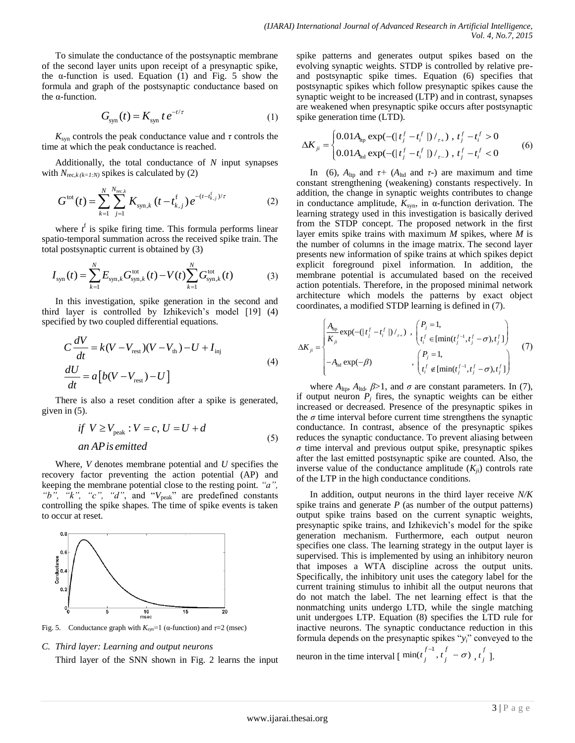To simulate the conductance of the postsynaptic membrane of the second layer units upon receipt of a presynaptic spike, the α-function is used. Equation (1) and Fig. 5 show the formula and graph of the postsynaptic conductance based on the α-function.

$$G_{\text{syn}}(t) = K_{\text{syn}}\, t\, e^{-t/\tau} \tag{1}$$

$K_{\text{syn}}$ controls the peak conductance value and $\tau$ controls the time at which the peak conductance is reached.

Additionally, the total conductance of $N$ input synapses with $N_{\text{rec},k\,(k=1:N)}$ spikes is calculated by (2)

$$G^{\text{tot}}(t) = \sum_{k=1}^{N} \sum_{j=1}^{N_{\text{rec},k}} K_{\text{syn},k}\,(t - t^{\text{f}}_{k,j})\, e^{-(t - t^{\text{f}}_{k,j})/\tau} \tag{2}$$

where $t^{\text{f}}$ is spike firing time. This formula performs linear spatio-temporal summation across the received spike train. The total postsynaptic current is obtained by (3)

$$I_{\text{syn}}(t) = \sum_{k=1}^{N} E_{\text{syn},k} G^{\text{tot}}_{\text{syn},k}(t) - V(t) \sum_{k=1}^{N} G^{\text{tot}}_{\text{syn},k}(t) \tag{3}$$

In this investigation, spike generation in the second and third layer is controlled by Izhikevich's model [19] (4) specified by two coupled differential equations.

$$\begin{aligned} C\frac{dV}{dt} &= k(V - V_{\text{rest}})(V - V_{\text{th}}) - U + I_{\text{inj}} \\ \frac{dU}{dt} &= a\left[b(V - V_{\text{rest}}) - U\right] \end{aligned} \tag{4}$$

There is also a reset condition after a spike is generated, given in (5).

$$\begin{aligned} &if\ V \geq V_{\text{peak}} : V = c,\ U = U + d \\ &an\ AP\ is\ emitted \end{aligned} \tag{5}$$

Where, $V$ denotes membrane potential and $U$ specifies the recovery factor preventing the action potential (AP) and keeping the membrane potential close to the resting point. *"a", "b", "k", "c", "d"*, and "$V_{\text{peak}}$" are predefined constants controlling the spike shapes. The time of spike events is taken to occur at reset.

Fig. 5. Conductance graph with $K_{\text{syn}}$=1 (α-function) and $\tau$=2 (msec)

### C. Third layer: Learning and output neurons

Third layer of the SNN shown in Fig. 2 learns the input spike patterns and generates output spikes based on the evolving synaptic weights. STDP is controlled by relative pre- and postsynaptic spike times. Equation (6) specifies that postsynaptic spikes which follow presynaptic spikes cause the synaptic weight to be increased (LTP) and in contrast, synapses are weakened when presynaptic spike occurs after postsynaptic spike generation time (LTD).

$$\Delta K_{ji} = \begin{cases} 0.01 A_{\text{ltp}} \exp(-(|t_j^f - t_i^f|)/_{\tau+}) \ , \ t_j^f - t_i^f > 0 \\ 0.01 A_{\text{ltd}} \exp(-(|t_j^f - t_i^f|)/_{\tau-}) \ , \ t_j^f - t_i^f < 0 \end{cases} \tag{6}$$

In (6), $A_{\text{ltp}}$ and $\tau+$ ($A_{\text{ltd}}$ and $\tau-$) are maximum and time constant strengthening (weakening) constants respectively. In addition, the change in synaptic weights contributes to change in conductance amplitude, $K_{\text{syn}}$, in α-function derivation. The learning strategy used in this investigation is basically derived from the STDP concept. The proposed network in the first layer emits spike trains with maximum $M$ spikes, where $M$ is the number of columns in the image matrix. The second layer presents new information of spike trains at which spikes depict explicit foreground pixel information. In addition, the membrane potential is accumulated based on the received action potentials. Therefore, in the proposed minimal network architecture which models the patterns by exact object coordinates, a modified STDP learning is defined in (7).

$$\Delta K_{ji} = \begin{cases} \dfrac{A_{\text{ltp}}}{K_{ji}} \exp(-(|t_j^f - t_i^f|)/_{\tau+}) \ , & \begin{pmatrix} P_j = 1, \\ t_i^f \in [\min(t_j^{f-1}, t_j^f - \sigma), t_j^f] \end{pmatrix} \\ -A_{\text{ltd}} \exp(-\beta) & , \begin{pmatrix} P_j = 1, \\ t_i^f \notin [\min(t_j^{f-1}, t_j^f - \sigma), t_j^f] \end{pmatrix} \end{cases} \tag{7}$$

where $A_{\text{ltp}}$, $A_{\text{ltd}}$, $\beta$>1, and $\sigma$ are constant parameters. In (7), if output neuron $P_j$ fires, the synaptic weights can be either increased or decreased. Presence of the presynaptic spikes in the $\sigma$ time interval before current time strengthens the synaptic conductance. In contrast, absence of the presynaptic spikes reduces the synaptic conductance. To prevent aliasing between $\sigma$ time interval and previous output spike, presynaptic spikes after the last emitted postsynaptic spike are counted. Also, the inverse value of the conductance amplitude ($K_{ji}$) controls rate of the LTP in the high conductance conditions.

In addition, output neurons in the third layer receive $N/K$ spike trains and generate $P$ (as number of the output patterns) output spike trains based on the current synaptic weights, presynaptic spike trains, and Izhikevich's model for the spike generation mechanism. Furthermore, each output neuron specifies one class. The learning strategy in the output layer is supervised. This is implemented by using an inhibitory neuron that imposes a WTA discipline across the output units. Specifically, the inhibitory unit uses the category label for the current training stimulus to inhibit all the output neurons that do not match the label. The net learning effect is that the nonmatching units undergo LTD, while the single matching unit undergoes LTP. Equation (8) specifies the LTD rule for inactive neurons. The synaptic conductance reduction in this formula depends on the presynaptic spikes "$y_i$" conveyed to the neuron in the time interval [ $\min(t_j^{f-1}, t_j^f - \sigma)$ , $t_j^f$ ].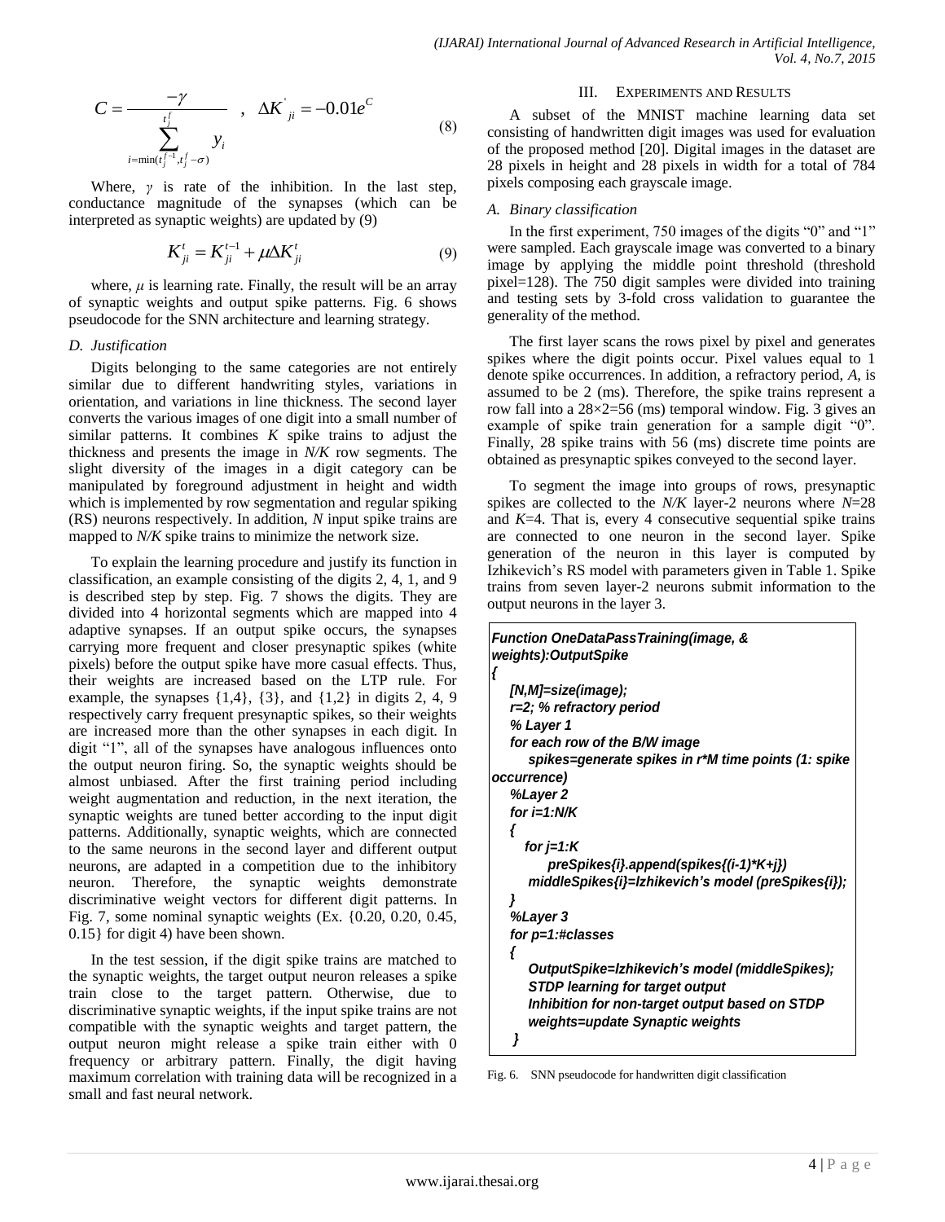$$C = \frac{-\gamma}{\sum_{i=\min(t_j^{f-1}, t_j^f - \sigma)}^{t_j^f} y_i} \quad , \quad \Delta K'_{ji} = -0.01 e^{C} \tag{8}$$

Where, $\gamma$ is rate of the inhibition. In the last step, conductance magnitude of the synapses (which can be interpreted as synaptic weights) are updated by (9)

$$K_{ji}^{t} = K_{ji}^{t-1} + \mu \Delta K_{ji}^{t} \tag{9}$$

where, $\mu$ is learning rate. Finally, the result will be an array of synaptic weights and output spike patterns. Fig. 6 shows pseudocode for the SNN architecture and learning strategy.

### *D. Justification*

Digits belonging to the same categories are not entirely similar due to different handwriting styles, variations in orientation, and variations in line thickness. The second layer converts the various images of one digit into a small number of similar patterns. It combines $K$ spike trains to adjust the thickness and presents the image in $N/K$ row segments. The slight diversity of the images in a digit category can be manipulated by foreground adjustment in height and width which is implemented by row segmentation and regular spiking (RS) neurons respectively. In addition, $N$ input spike trains are mapped to $N/K$ spike trains to minimize the network size.

To explain the learning procedure and justify its function in classification, an example consisting of the digits 2, 4, 1, and 9 is described step by step. Fig. 7 shows the digits. They are divided into 4 horizontal segments which are mapped into 4 adaptive synapses. If an output spike occurs, the synapses carrying more frequent and closer presynaptic spikes (white pixels) before the output spike have more casual effects. Thus, their weights are increased based on the LTP rule. For example, the synapses {1,4}, {3}, and {1,2} in digits 2, 4, 9 respectively carry frequent presynaptic spikes, so their weights are increased more than the other synapses in each digit. In digit "1", all of the synapses have analogous influences onto the output neuron firing. So, the synaptic weights should be almost unbiased. After the first training period including weight augmentation and reduction, in the next iteration, the synaptic weights are tuned better according to the input digit patterns. Additionally, synaptic weights, which are connected to the same neurons in the second layer and different output neurons, are adapted in a competition due to the inhibitory neuron. Therefore, the synaptic weights demonstrate discriminative weight vectors for different digit patterns. In Fig. 7, some nominal synaptic weights (Ex. {0.20, 0.20, 0.45, 0.15} for digit 4) have been shown.

In the test session, if the digit spike trains are matched to the synaptic weights, the target output neuron releases a spike train close to the target pattern. Otherwise, due to discriminative synaptic weights, if the input spike trains are not compatible with the synaptic weights and target pattern, the output neuron might release a spike train either with 0 frequency or arbitrary pattern. Finally, the digit having maximum correlation with training data will be recognized in a small and fast neural network.

## III. Experiments and Results

A subset of the MNIST machine learning data set consisting of handwritten digit images was used for evaluation of the proposed method [20]. Digital images in the dataset are 28 pixels in height and 28 pixels in width for a total of 784 pixels composing each grayscale image.

### *A. Binary classification*

In the first experiment, 750 images of the digits "0" and "1" were sampled. Each grayscale image was converted to a binary image by applying the middle point threshold (threshold pixel=128). The 750 digit samples were divided into training and testing sets by 3-fold cross validation to guarantee the generality of the method.

The first layer scans the rows pixel by pixel and generates spikes where the digit points occur. Pixel values equal to 1 denote spike occurrences. In addition, a refractory period, $A$, is assumed to be 2 (ms). Therefore, the spike trains represent a row fall into a 28×2=56 (ms) temporal window. Fig. 3 gives an example of spike train generation for a sample digit "0". Finally, 28 spike trains with 56 (ms) discrete time points are obtained as presynaptic spikes conveyed to the second layer.

To segment the image into groups of rows, presynaptic spikes are collected to the $N/K$ layer-2 neurons where $N$=28 and $K$=4. That is, every 4 consecutive sequential spike trains are connected to one neuron in the second layer. Spike generation of the neuron in this layer is computed by Izhikevich's RS model with parameters given in Table 1. Spike trains from seven layer-2 neurons submit information to the output neurons in the layer 3.

```
Function OneDataPassTraining(image, & weights):OutputSpike
{
   [N,M]=size(image);
   r=2; % refractory period
   % Layer 1
   for each row of the B/W image
      spikes=generate spikes in r*M time points (1: spike occurrence)
   %Layer 2
   for i=1:N/K
   {
     for j=1:K
         preSpikes{i}.append(spikes{(i-1)*K+j})
      middleSpikes{i}=Izhikevich's model (preSpikes{i});
   }
   %Layer 3
   for p=1:#classes
   {
      OutputSpike=Izhikevich's model (middleSpikes);
      STDP learning for target output
      Inhibition for non-target output based on STDP
      weights=update Synaptic weights
    }
```

Fig. 6. SNN pseudocode for handwritten digit classification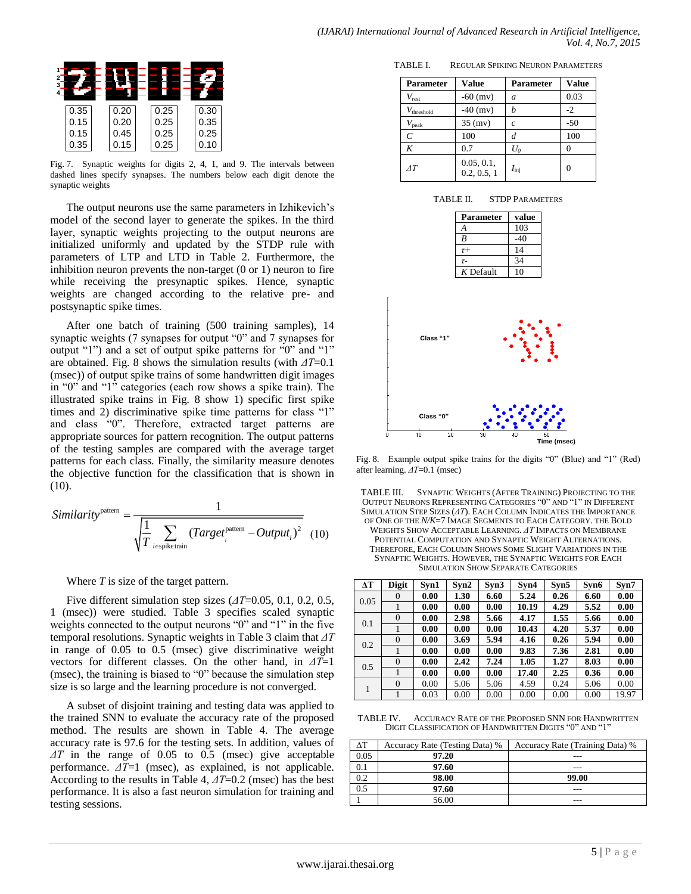Fig. 7. Synaptic weights for digits 2, 4, 1, and 9. The intervals between dashed lines specify synapses. The numbers below each digit denote the synaptic weights

The output neurons use the same parameters in Izhikevich's model of the second layer to generate the spikes. In the third layer, synaptic weights projecting to the output neurons are initialized uniformly and updated by the STDP rule with parameters of LTP and LTD in Table 2. Furthermore, the inhibition neuron prevents the non-target (0 or 1) neuron to fire while receiving the presynaptic spikes. Hence, synaptic weights are changed according to the relative pre- and postsynaptic spike times.

After one batch of training (500 training samples), 14 synaptic weights (7 synapses for output "0" and 7 synapses for output "1") and a set of output spike patterns for "0" and "1" are obtained. Fig. 8 shows the simulation results (with $\Delta T$=0.1 (msec)) of output spike trains of some handwritten digit images in "0" and "1" categories (each row shows a spike train). The illustrated spike trains in Fig. 8 show 1) specific first spike times and 2) discriminative spike time patterns for class "1" and class "0". Therefore, extracted target patterns are appropriate sources for pattern recognition. The output patterns of the testing samples are compared with the average target patterns for each class. Finally, the similarity measure denotes the objective function for the classification that is shown in (10).

$$Similarity^{pattern} = \frac{1}{\sqrt{\frac{1}{T}\sum_{i \in \text{spike train}} (Target_i^{pattern} - Output_i)^2}} \quad (10)$$

Where $T$ is size of the target pattern.

Five different simulation step sizes ($\Delta T$=0.05, 0.1, 0.2, 0.5, 1 (msec)) were studied. Table 3 specifies scaled synaptic weights connected to the output neurons "0" and "1" in the five temporal resolutions. Synaptic weights in Table 3 claim that $\Delta T$ in range of 0.05 to 0.5 (msec) give discriminative weight vectors for different classes. On the other hand, in $\Delta T$=1 (msec), the training is biased to "0" because the simulation step size is so large and the learning procedure is not converged.

A subset of disjoint training and testing data was applied to the trained SNN to evaluate the accuracy rate of the proposed method. The results are shown in Table 4. The average accuracy rate is 97.6 for the testing sets. In addition, values of $\Delta T$ in the range of 0.05 to 0.5 (msec) give acceptable performance. $\Delta T$=1 (msec), as explained, is not applicable. According to the results in Table 4, $\Delta T$=0.2 (msec) has the best performance. It is also a fast neuron simulation for training and testing sessions.

TABLE I. REGULAR SPIKING NEURON PARAMETERS

| Parameter | Value | Parameter | Value |
|---|---|---|---|
| $V_{rest}$ | -60 (mv) | $a$ | 0.03 |
| $V_{threshold}$ | -40 (mv) | $b$ | -2 |
| $V_{peak}$ | 35 (mv) | $c$ | -50 |
| $C$ | 100 | $d$ | 100 |
| $K$ | 0.7 | $U_0$ | 0 |
| $\Delta T$ | 0.05, 0.1, 0.2, 0.5, 1 | $I_{inj}$ | 0 |

TABLE II. STDP PARAMETERS

| Parameter | value |
|---|---|
| $A$ | 103 |
| $B$ | -40 |
| $\tau$+ | 14 |
| $\tau$- | 34 |
| $K$ Default | 10 |

Fig. 8. Example output spike trains for the digits "0" (Blue) and "1" (Red) after learning. $\Delta T$=0.1 (msec)

TABLE III. SYNAPTIC WEIGHTS (AFTER TRAINING) PROJECTING TO THE OUTPUT NEURONS REPRESENTING CATEGORIES "0" AND "1" IN DIFFERENT SIMULATION STEP SIZES ($\Delta T$). EACH COLUMN INDICATES THE IMPORTANCE OF ONE OF THE $N/K$=7 IMAGE SEGMENTS TO EACH CATEGORY. THE BOLD WEIGHTS SHOW ACCEPTABLE LEARNING. $\Delta T$ IMPACTS ON MEMBRANE POTENTIAL COMPUTATION AND SYNAPTIC WEIGHT ALTERNATIONS. THEREFORE, EACH COLUMN SHOWS SOME SLIGHT VARIATIONS IN THE SYNAPTIC WEIGHTS. HOWEVER, THE SYNAPTIC WEIGHTS FOR EACH SIMULATION SHOW SEPARATE CATEGORIES

| ΔT | Digit | Syn1 | Syn2 | Syn3 | Syn4 | Syn5 | Syn6 | Syn7 |
|---|---|---|---|---|---|---|---|---|
| 0.05 | 0 | **0.00** | **1.30** | **6.60** | **5.24** | **0.26** | **6.60** | **0.00** |
| | 1 | **0.00** | **0.00** | **0.00** | **10.19** | **4.29** | **5.52** | **0.00** |
| 0.1 | 0 | **0.00** | **2.98** | **5.66** | **4.17** | **1.55** | **5.66** | **0.00** |
| | 1 | **0.00** | **0.00** | **0.00** | **10.43** | **4.20** | **5.37** | **0.00** |
| 0.2 | 0 | **0.00** | **3.69** | **5.94** | **4.16** | **0.26** | **5.94** | **0.00** |
| | 1 | **0.00** | **0.00** | **0.00** | **9.83** | **7.36** | **2.81** | **0.00** |
| 0.5 | 0 | **0.00** | **2.42** | **7.24** | **1.05** | **1.27** | **8.03** | **0.00** |
| | 1 | **0.00** | **0.00** | **0.00** | **17.40** | **2.25** | **0.36** | **0.00** |
| 1 | 0 | 0.00 | 5.06 | 5.06 | 4.59 | 0.24 | 5.06 | 0.00 |
| | 1 | 0.03 | 0.00 | 0.00 | 0.00 | 0.00 | 0.00 | 19.97 |

TABLE IV. ACCURACY RATE OF THE PROPOSED SNN FOR HANDWRITTEN DIGIT CLASSIFICATION OF HANDWRITTEN DIGITS "0" AND "1"

| ΔT | Accuracy Rate (Testing Data) % | Accuracy Rate (Training Data) % |
|---|---|---|
| 0.05 | **97.20** | --- |
| 0.1 | **97.60** | --- |
| 0.2 | **98.00** | **99.00** |
| 0.5 | **97.60** | --- |
| 1 | 56.00 | --- |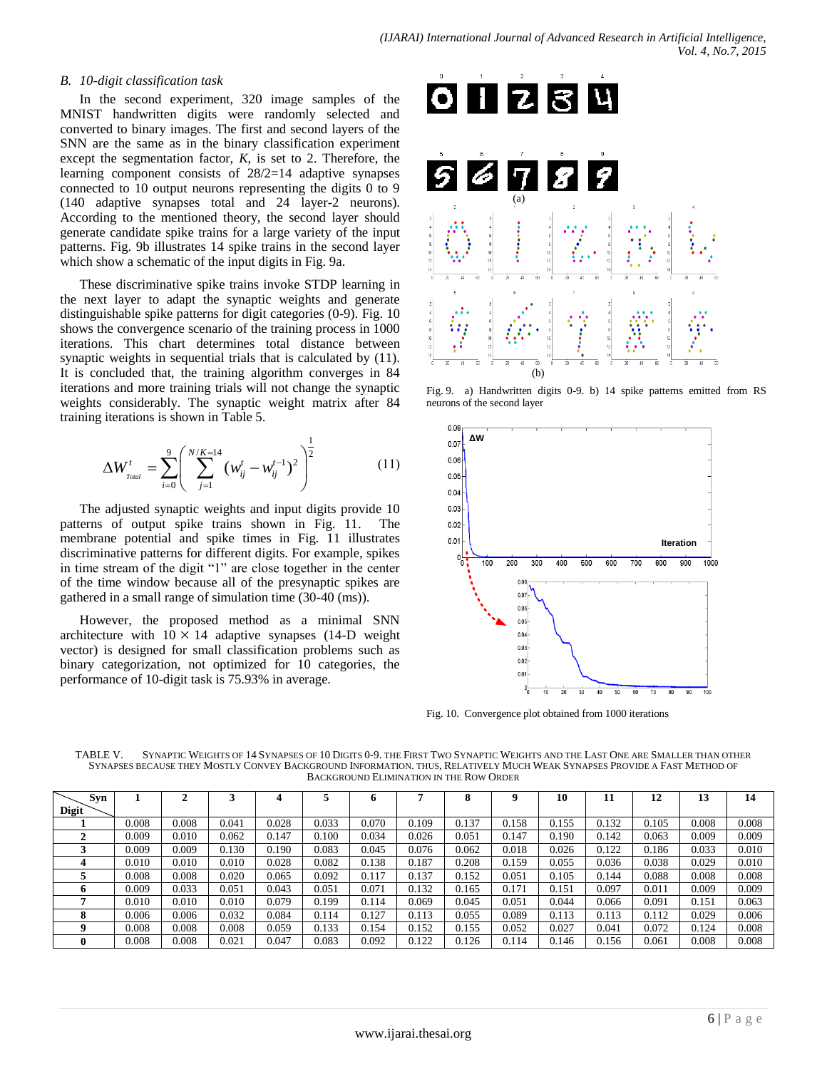### B. 10-digit classification task

In the second experiment, 320 image samples of the MNIST handwritten digits were randomly selected and converted to binary images. The first and second layers of the SNN are the same as in the binary classification experiment except the segmentation factor, *K*, is set to 2. Therefore, the learning component consists of 28/2=14 adaptive synapses connected to 10 output neurons representing the digits 0 to 9 (140 adaptive synapses total and 24 layer-2 neurons). According to the mentioned theory, the second layer should generate candidate spike trains for a large variety of the input patterns. Fig. 9b illustrates 14 spike trains in the second layer which show a schematic of the input digits in Fig. 9a.

These discriminative spike trains invoke STDP learning in the next layer to adapt the synaptic weights and generate distinguishable spike patterns for digit categories (0-9). Fig. 10 shows the convergence scenario of the training process in 1000 iterations. This chart determines total distance between synaptic weights in sequential trials that is calculated by (11). It is concluded that, the training algorithm converges in 84 iterations and more training trials will not change the synaptic weights considerably. The synaptic weight matrix after 84 training iterations is shown in Table 5.

$$\Delta W^t_{Total} = \sum_{i=0}^{9} \left( \sum_{j=1}^{N/K=14} (w^t_{ij} - w^{t-1}_{ij})^2 \right)^{\frac{1}{2}} \qquad (11)$$

The adjusted synaptic weights and input digits provide 10 patterns of output spike trains shown in Fig. 11. The membrane potential and spike times in Fig. 11 illustrates discriminative patterns for different digits. For example, spikes in time stream of the digit "1" are close together in the center of the time window because all of the presynaptic spikes are gathered in a small range of simulation time (30-40 (ms)).

However, the proposed method as a minimal SNN architecture with $10 \times 14$ adaptive synapses (14-D weight vector) is designed for small classification problems such as binary categorization, not optimized for 10 categories, the performance of 10-digit task is 75.93% in average.

Fig. 9. a) Handwritten digits 0-9. b) 14 spike patterns emitted from RS neurons of the second layer

Fig. 10. Convergence plot obtained from 1000 iterations

TABLE V. SYNAPTIC WEIGHTS OF 14 SYNAPSES OF 10 DIGITS 0-9. THE FIRST TWO SYNAPTIC WEIGHTS AND THE LAST ONE ARE SMALLER THAN OTHER SYNAPSES BECAUSE THEY MOSTLY CONVEY BACKGROUND INFORMATION. THUS, RELATIVELY MUCH WEAK SYNAPSES PROVIDE A FAST METHOD OF BACKGROUND ELIMINATION IN THE ROW ORDER

| Digit \ Syn | 1 | 2 | 3 | 4 | 5 | 6 | 7 | 8 | 9 | 10 | 11 | 12 | 13 | 14 |
|---|---|---|---|---|---|---|---|---|---|---|---|---|---|---|
| **1** | 0.008 | 0.008 | 0.041 | 0.028 | 0.033 | 0.070 | 0.109 | 0.137 | 0.158 | 0.155 | 0.132 | 0.105 | 0.008 | 0.008 |
| **2** | 0.009 | 0.010 | 0.062 | 0.147 | 0.100 | 0.034 | 0.026 | 0.051 | 0.147 | 0.190 | 0.142 | 0.063 | 0.009 | 0.009 |
| **3** | 0.009 | 0.009 | 0.130 | 0.190 | 0.083 | 0.045 | 0.076 | 0.062 | 0.018 | 0.026 | 0.122 | 0.186 | 0.033 | 0.010 |
| **4** | 0.010 | 0.010 | 0.010 | 0.028 | 0.082 | 0.138 | 0.187 | 0.208 | 0.159 | 0.055 | 0.036 | 0.038 | 0.029 | 0.010 |
| **5** | 0.008 | 0.008 | 0.020 | 0.065 | 0.092 | 0.117 | 0.137 | 0.152 | 0.051 | 0.105 | 0.144 | 0.088 | 0.008 | 0.008 |
| **6** | 0.009 | 0.033 | 0.051 | 0.043 | 0.051 | 0.071 | 0.132 | 0.165 | 0.171 | 0.151 | 0.097 | 0.011 | 0.009 | 0.009 |
| **7** | 0.010 | 0.010 | 0.010 | 0.079 | 0.199 | 0.114 | 0.069 | 0.045 | 0.051 | 0.044 | 0.066 | 0.091 | 0.151 | 0.063 |
| **8** | 0.006 | 0.006 | 0.032 | 0.084 | 0.114 | 0.127 | 0.113 | 0.055 | 0.089 | 0.113 | 0.113 | 0.112 | 0.029 | 0.006 |
| **9** | 0.008 | 0.008 | 0.008 | 0.059 | 0.133 | 0.154 | 0.152 | 0.155 | 0.052 | 0.027 | 0.041 | 0.072 | 0.124 | 0.008 |
| **0** | 0.008 | 0.008 | 0.021 | 0.047 | 0.083 | 0.092 | 0.122 | 0.126 | 0.114 | 0.146 | 0.156 | 0.061 | 0.008 | 0.008 |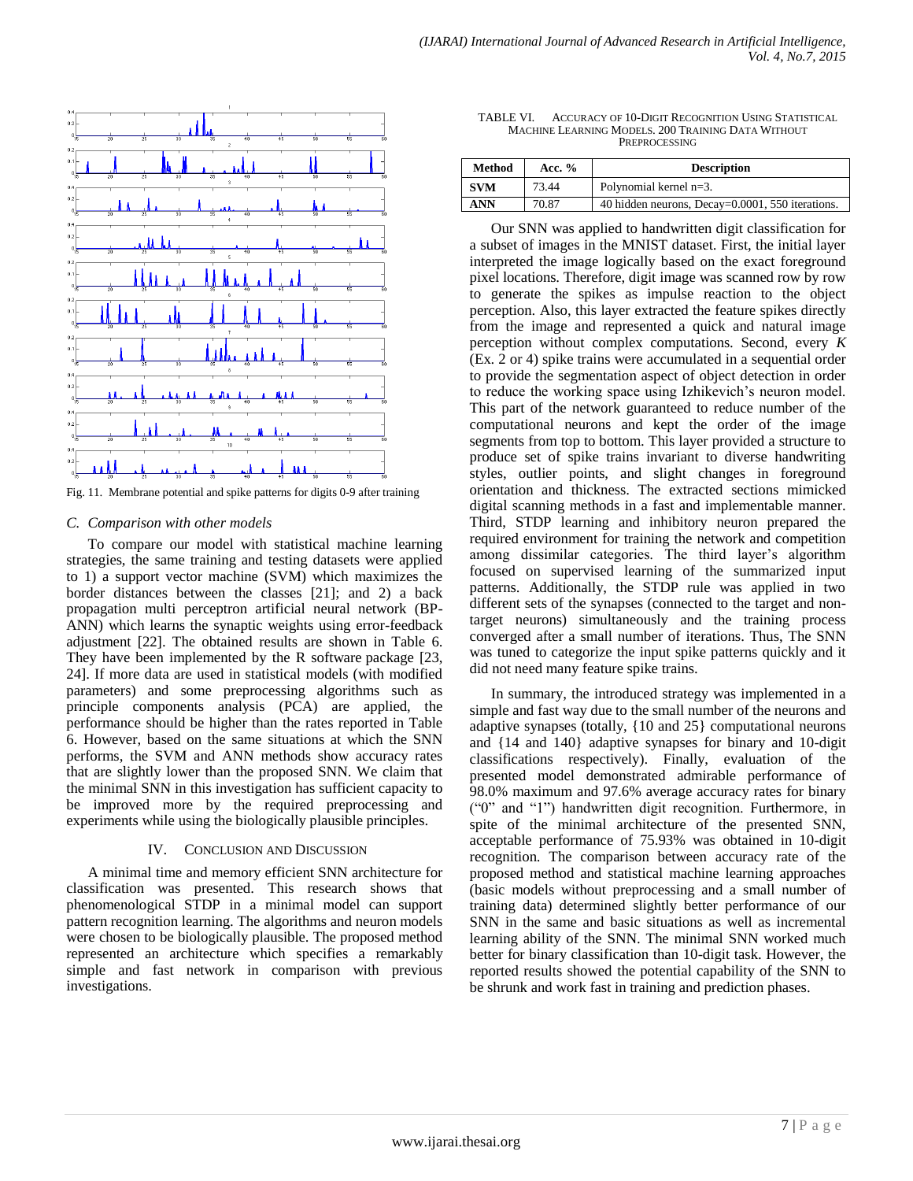Fig. 11. Membrane potential and spike patterns for digits 0-9 after training

### C. Comparison with other models

To compare our model with statistical machine learning strategies, the same training and testing datasets were applied to 1) a support vector machine (SVM) which maximizes the border distances between the classes [21]; and 2) a back propagation multi perceptron artificial neural network (BP-ANN) which learns the synaptic weights using error-feedback adjustment [22]. The obtained results are shown in Table 6. They have been implemented by the R software package [23, 24]. If more data are used in statistical models (with modified parameters) and some preprocessing algorithms such as principle components analysis (PCA) are applied, the performance should be higher than the rates reported in Table 6. However, based on the same situations at which the SNN performs, the SVM and ANN methods show accuracy rates that are slightly lower than the proposed SNN. We claim that the minimal SNN in this investigation has sufficient capacity to be improved more by the required preprocessing and experiments while using the biologically plausible principles.

TABLE VI. ACCURACY OF 10-DIGIT RECOGNITION USING STATISTICAL MACHINE LEARNING MODELS. 200 TRAINING DATA WITHOUT PREPROCESSING

| Method | Acc. % | Description |
|---|---|---|
| **SVM** | 73.44 | Polynomial kernel n=3. |
| **ANN** | 70.87 | 40 hidden neurons, Decay=0.0001, 550 iterations. |

## IV. CONCLUSION AND DISCUSSION

A minimal time and memory efficient SNN architecture for classification was presented. This research shows that phenomenological STDP in a minimal model can support pattern recognition learning. The algorithms and neuron models were chosen to be biologically plausible. The proposed method represented an architecture which specifies a remarkably simple and fast network in comparison with previous investigations.

Our SNN was applied to handwritten digit classification for a subset of images in the MNIST dataset. First, the initial layer interpreted the image logically based on the exact foreground pixel locations. Therefore, digit image was scanned row by row to generate the spikes as impulse reaction to the object perception. Also, this layer extracted the feature spikes directly from the image and represented a quick and natural image perception without complex computations. Second, every $K$ (Ex. 2 or 4) spike trains were accumulated in a sequential order to provide the segmentation aspect of object detection in order to reduce the working space using Izhikevich's neuron model. This part of the network guaranteed to reduce number of the computational neurons and kept the order of the image segments from top to bottom. This layer provided a structure to produce set of spike trains invariant to diverse handwriting styles, outlier points, and slight changes in foreground orientation and thickness. The extracted sections mimicked digital scanning methods in a fast and implementable manner. Third, STDP learning and inhibitory neuron prepared the required environment for training the network and competition among dissimilar categories. The third layer's algorithm focused on supervised learning of the summarized input patterns. Additionally, the STDP rule was applied in two different sets of the synapses (connected to the target and non-target neurons) simultaneously and the training process converged after a small number of iterations. Thus, The SNN was tuned to categorize the input spike patterns quickly and it did not need many feature spike trains.

In summary, the introduced strategy was implemented in a simple and fast way due to the small number of the neurons and adaptive synapses (totally, {10 and 25} computational neurons and {14 and 140} adaptive synapses for binary and 10-digit classifications respectively). Finally, evaluation of the presented model demonstrated admirable performance of 98.0% maximum and 97.6% average accuracy rates for binary ("0" and "1") handwritten digit recognition. Furthermore, in spite of the minimal architecture of the presented SNN, acceptable performance of 75.93% was obtained in 10-digit recognition. The comparison between accuracy rate of the proposed method and statistical machine learning approaches (basic models without preprocessing and a small number of training data) determined slightly better performance of our SNN in the same and basic situations as well as incremental learning ability of the SNN. The minimal SNN worked much better for binary classification than 10-digit task. However, the reported results showed the potential capability of the SNN to be shrunk and work fast in training and prediction phases.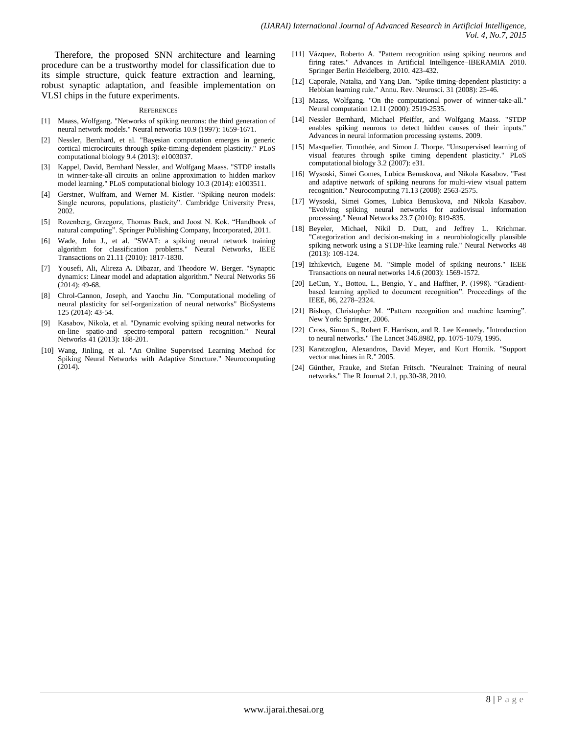Therefore, the proposed SNN architecture and learning procedure can be a trustworthy model for classification due to its simple structure, quick feature extraction and learning, robust synaptic adaptation, and feasible implementation on VLSI chips in the future experiments.

## References

[1] Maass, Wolfgang. "Networks of spiking neurons: the third generation of neural network models." Neural networks 10.9 (1997): 1659-1671.

[2] Nessler, Bernhard, et al. "Bayesian computation emerges in generic cortical microcircuits through spike-timing-dependent plasticity." PLoS computational biology 9.4 (2013): e1003037.

[3] Kappel, David, Bernhard Nessler, and Wolfgang Maass. "STDP installs in winner-take-all circuits an online approximation to hidden markov model learning." PLoS computational biology 10.3 (2014): e1003511.

[4] Gerstner, Wulfram, and Werner M. Kistler. "Spiking neuron models: Single neurons, populations, plasticity". Cambridge University Press, 2002.

[5] Rozenberg, Grzegorz, Thomas Back, and Joost N. Kok. "Handbook of natural computing". Springer Publishing Company, Incorporated, 2011.

[6] Wade, John J., et al. "SWAT: a spiking neural network training algorithm for classification problems." Neural Networks, IEEE Transactions on 21.11 (2010): 1817-1830.

[7] Yousefi, Ali, Alireza A. Dibazar, and Theodore W. Berger. "Synaptic dynamics: Linear model and adaptation algorithm." Neural Networks 56 (2014): 49-68.

[8] Chrol-Cannon, Joseph, and Yaochu Jin. "Computational modeling of neural plasticity for self-organization of neural networks" BioSystems 125 (2014): 43-54.

[9] Kasabov, Nikola, et al. "Dynamic evolving spiking neural networks for on-line spatio-and spectro-temporal pattern recognition." Neural Networks 41 (2013): 188-201.

[10] Wang, Jinling, et al. "An Online Supervised Learning Method for Spiking Neural Networks with Adaptive Structure." Neurocomputing (2014).

[11] Vázquez, Roberto A. "Pattern recognition using spiking neurons and firing rates." Advances in Artificial Intelligence–IBERAMIA 2010. Springer Berlin Heidelberg, 2010. 423-432.

[12] Caporale, Natalia, and Yang Dan. "Spike timing-dependent plasticity: a Hebbian learning rule." Annu. Rev. Neurosci. 31 (2008): 25-46.

[13] Maass, Wolfgang. "On the computational power of winner-take-all." Neural computation 12.11 (2000): 2519-2535.

[14] Nessler Bernhard, Michael Pfeiffer, and Wolfgang Maass. "STDP enables spiking neurons to detect hidden causes of their inputs." Advances in neural information processing systems. 2009.

[15] Masquelier, Timothée, and Simon J. Thorpe. "Unsupervised learning of visual features through spike timing dependent plasticity." PLoS computational biology 3.2 (2007): e31.

[16] Wysoski, Simei Gomes, Lubica Benuskova, and Nikola Kasabov. "Fast and adaptive network of spiking neurons for multi-view visual pattern recognition." Neurocomputing 71.13 (2008): 2563-2575.

[17] Wysoski, Simei Gomes, Lubica Benuskova, and Nikola Kasabov. "Evolving spiking neural networks for audiovisual information processing." Neural Networks 23.7 (2010): 819-835.

[18] Beyeler, Michael, Nikil D. Dutt, and Jeffrey L. Krichmar. "Categorization and decision-making in a neurobiologically plausible spiking network using a STDP-like learning rule." Neural Networks 48 (2013): 109-124.

[19] Izhikevich, Eugene M. "Simple model of spiking neurons." IEEE Transactions on neural networks 14.6 (2003): 1569-1572.

[20] LeCun, Y., Bottou, L., Bengio, Y., and Haffner, P. (1998). "Gradient-based learning applied to document recognition". Proceedings of the IEEE, 86, 2278–2324.

[21] Bishop, Christopher M. "Pattern recognition and machine learning". New York: Springer, 2006.

[22] Cross, Simon S., Robert F. Harrison, and R. Lee Kennedy. "Introduction to neural networks." The Lancet 346.8982, pp. 1075-1079, 1995.

[23] Karatzoglou, Alexandros, David Meyer, and Kurt Hornik. "Support vector machines in R." 2005.

[24] Günther, Frauke, and Stefan Fritsch. "Neuralnet: Training of neural networks." The R Journal 2.1, pp.30-38, 2010.